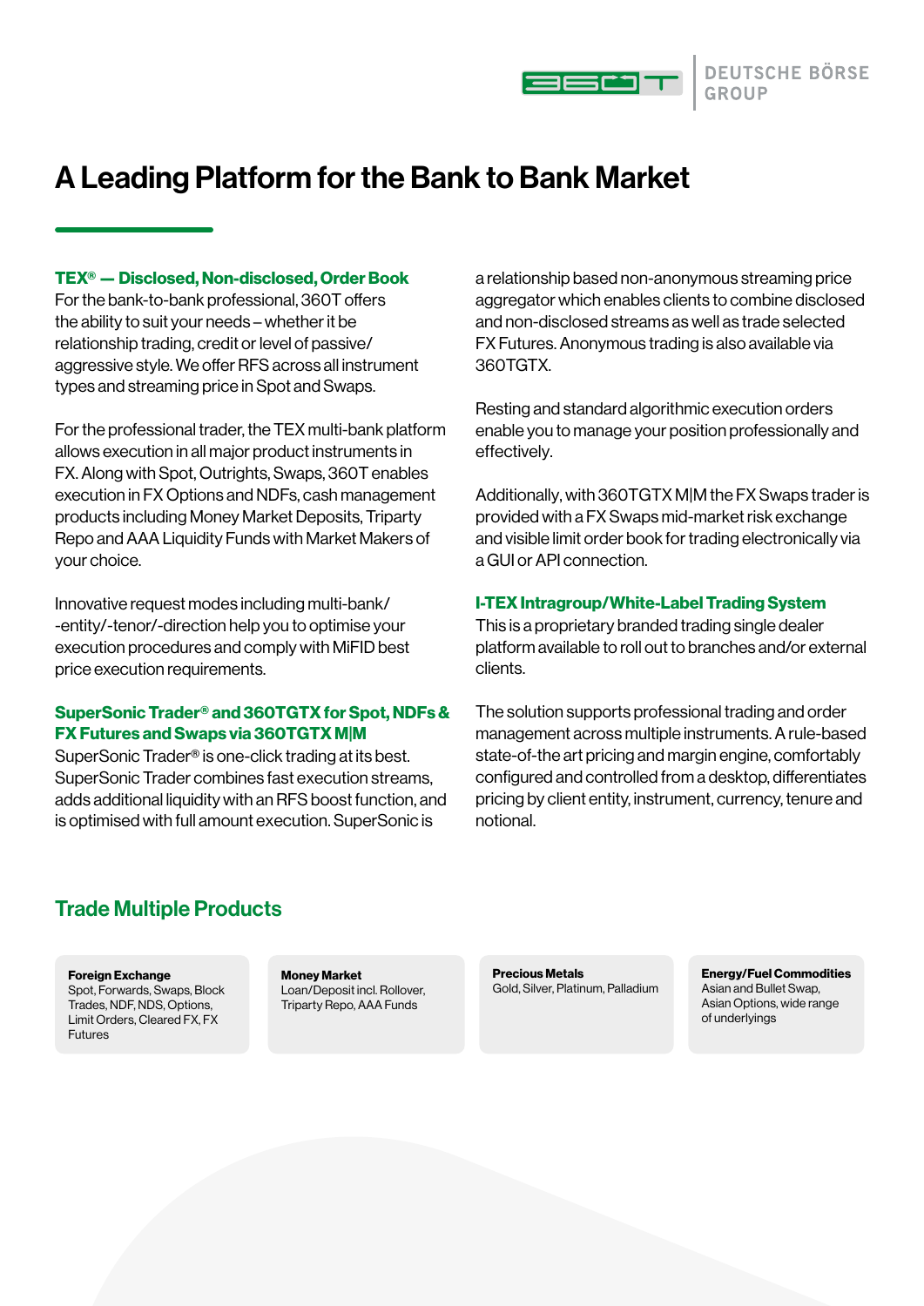# A Leading Platform for the Bank to Bank Market

### TEX® — Disclosed, Non-disclosed, Order Book

For the bank-to-bank professional, 360T offers the ability to suit your needs – whether it be relationship trading, credit or level of passive/aggressive style. We offer RFS across all instrument types and streaming price in Spot and Swaps.

For the professional trader, the TEX multi-bank platform allows execution in all major product instruments in FX. Along with Spot, Outrights, Swaps, 360T enables execution in FX Options and NDFs, cash management products including Money Market Deposits, Triparty Repo and AAA Liquidity Funds with Market Makers of your choice.

Innovative request modes including multi-bank/-entity/-tenor/-direction help you to optimise your execution procedures and comply with MiFID best price execution requirements.

### SuperSonic Trader® and 360TGTX for Spot, NDFs & FX Futures and Swaps via 360TGTX M|M

SuperSonic Trader® is one-click trading at its best. SuperSonic Trader combines fast execution streams, adds additional liquidity with an RFS boost function, and is optimised with full amount execution. SuperSonic is a relationship based non-anonymous streaming price aggregator which enables clients to combine disclosed and non-disclosed streams as well as trade selected FX Futures. Anonymous trading is also available via 360TGTX.

Resting and standard algorithmic execution orders enable you to manage your position professionally and effectively.

Additionally, with 360TGTX M|M the FX Swaps trader is provided with a FX Swaps mid-market risk exchange and visible limit order book for trading electronically via a GUI or API connection.

### I-TEX Intragroup/White-Label Trading System

This is a proprietary branded trading single dealer platform available to roll out to branches and/or external clients.

The solution supports professional trading and order management across multiple instruments. A rule-based state-of-the art pricing and margin engine, comfortably configured and controlled from a desktop, differentiates pricing by client entity, instrument, currency, tenure and notional.

## Trade Multiple Products

**Foreign Exchange**
Spot, Forwards, Swaps, Block Trades, NDF, NDS, Options, Limit Orders, Cleared FX, FX Futures

**Money Market**
Loan/Deposit incl. Rollover, Triparty Repo, AAA Funds

**Precious Metals**
Gold, Silver, Platinum, Palladium

**Energy/Fuel Commodities**
Asian and Bullet Swap, Asian Options, wide range of underlyings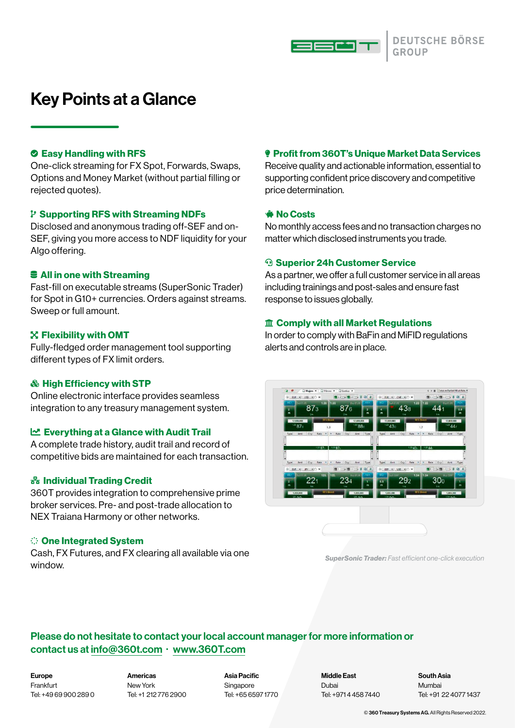# Key Points at a Glance

### Easy Handling with RFS
One-click streaming for FX Spot, Forwards, Swaps, Options and Money Market (without partial filling or rejected quotes).

### Supporting RFS with Streaming NDFs
Disclosed and anonymous trading off-SEF and on-SEF, giving you more access to NDF liquidity for your Algo offering.

### All in one with Streaming
Fast-fill on executable streams (SuperSonic Trader) for Spot in G10+ currencies. Orders against streams. Sweep or full amount.

### Flexibility with OMT
Fully-fledged order management tool supporting different types of FX limit orders.

### High Efficiency with STP
Online electronic interface provides seamless integration to any treasury management system.

### Everything at a Glance with Audit Trail
A complete trade history, audit trail and record of competitive bids are maintained for each transaction.

### Individual Trading Credit
360T provides integration to comprehensive prime broker services. Pre- and post-trade allocation to NEX Traiana Harmony or other networks.

### One Integrated System
Cash, FX Futures, and FX clearing all available via one window.

### Profit from 360T's Unique Market Data Services
Receive quality and actionable information, essential to supporting confident price discovery and competitive price determination.

### No Costs
No monthly access fees and no transaction charges no matter which disclosed instruments you trade.

### Superior 24h Customer Service
As a partner, we offer a full customer service in all areas including trainings and post-sales and ensure fast response to issues globally.

### Comply with all Market Regulations
In order to comply with BaFin and MiFID regulations alerts and controls are in place.

***SuperSonic Trader:** Fast efficient one-click execution*

**Please do not hesitate to contact your local account manager for more information or contact us at info@360t.com · www.360T.com**

| Europe | Americas | Asia Pacific | Middle East | South Asia |
|---|---|---|---|---|
| Frankfurt | New York | Singapore | Dubai | Mumbai |
| Tel: +49 69 900 289 0 | Tel: +1 212 776 2900 | Tel: +65 6597 1770 | Tel: +971 4 458 7440 | Tel: +91 22 4077 1437 |

© 360 Treasury Systems AG. All Rights Reserved 2022.